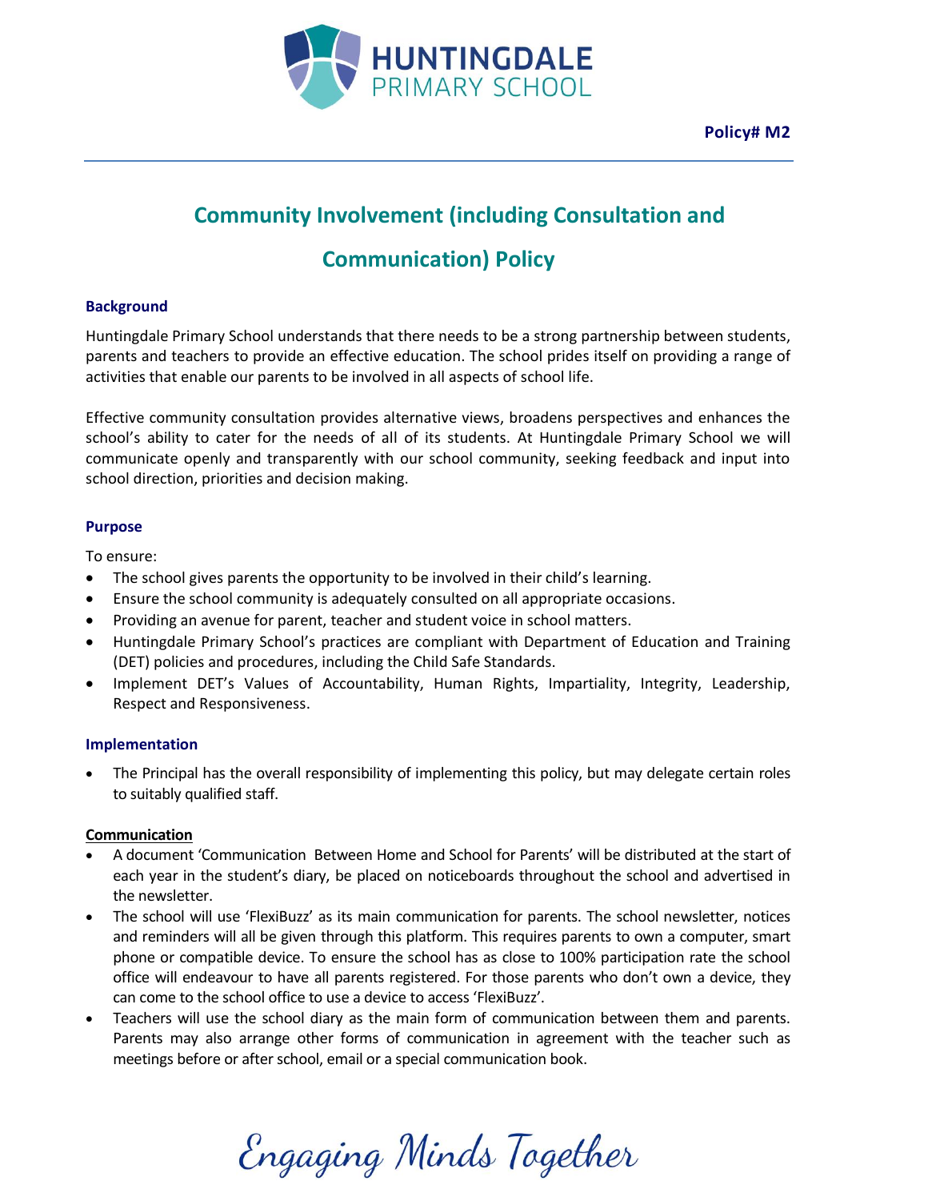HUNTINGDALE PRIMARY SCHOOL

**Policy# M2**

# Community Involvement (including Consultation and Communication) Policy

### Background

Huntingdale Primary School understands that there needs to be a strong partnership between students, parents and teachers to provide an effective education. The school prides itself on providing a range of activities that enable our parents to be involved in all aspects of school life.

Effective community consultation provides alternative views, broadens perspectives and enhances the school's ability to cater for the needs of all of its students. At Huntingdale Primary School we will communicate openly and transparently with our school community, seeking feedback and input into school direction, priorities and decision making.

### Purpose

To ensure:

- The school gives parents the opportunity to be involved in their child's learning.
- Ensure the school community is adequately consulted on all appropriate occasions.
- Providing an avenue for parent, teacher and student voice in school matters.
- Huntingdale Primary School's practices are compliant with Department of Education and Training (DET) policies and procedures, including the Child Safe Standards.
- Implement DET's Values of Accountability, Human Rights, Impartiality, Integrity, Leadership, Respect and Responsiveness.

### Implementation

- The Principal has the overall responsibility of implementing this policy, but may delegate certain roles to suitably qualified staff.

**Communication**

- A document 'Communication Between Home and School for Parents' will be distributed at the start of each year in the student's diary, be placed on noticeboards throughout the school and advertised in the newsletter.
- The school will use 'FlexiBuzz' as its main communication for parents. The school newsletter, notices and reminders will all be given through this platform. This requires parents to own a computer, smart phone or compatible device. To ensure the school has as close to 100% participation rate the school office will endeavour to have all parents registered. For those parents who don't own a device, they can come to the school office to use a device to access 'FlexiBuzz'.
- Teachers will use the school diary as the main form of communication between them and parents. Parents may also arrange other forms of communication in agreement with the teacher such as meetings before or after school, email or a special communication book.

*Engaging Minds Together*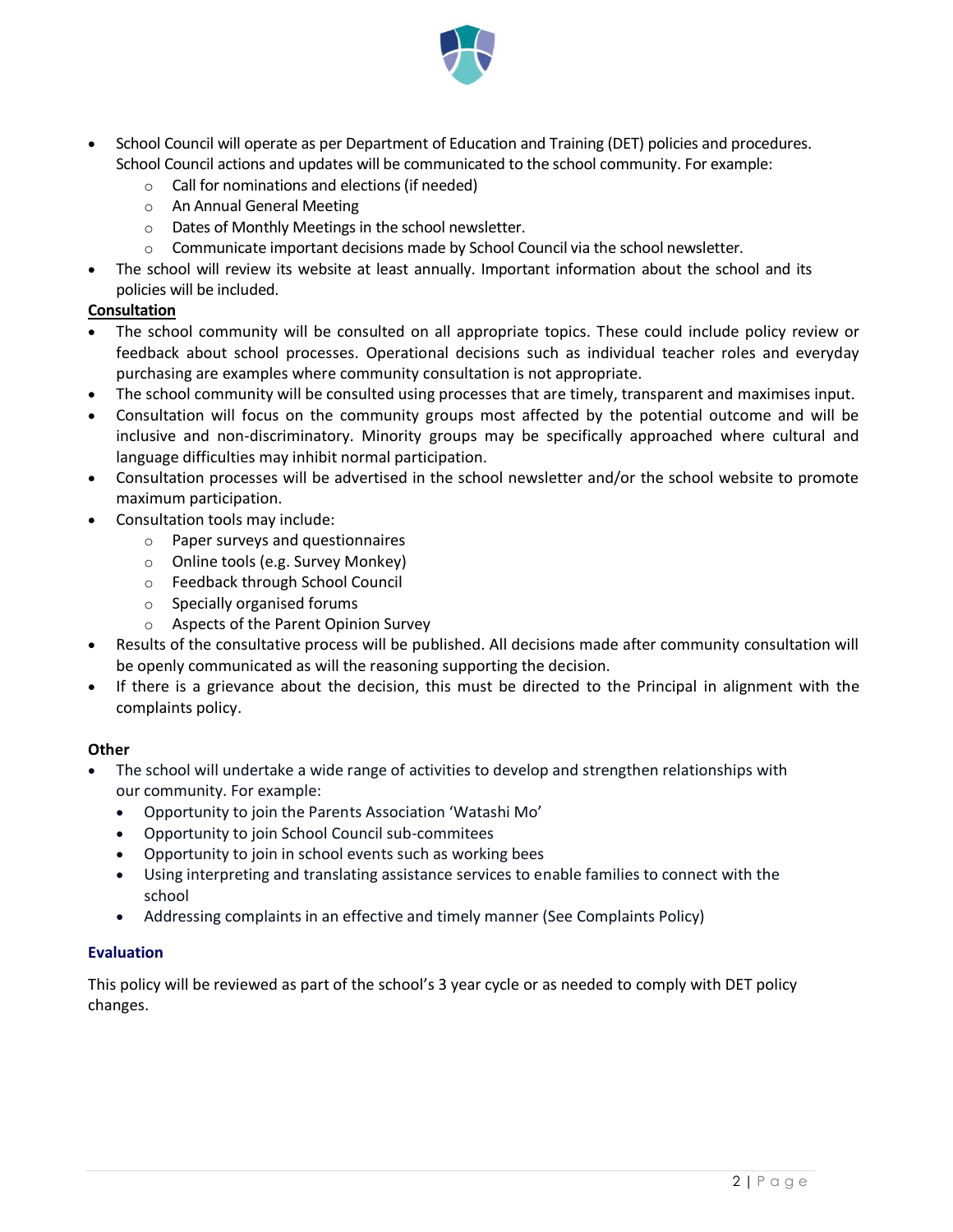- School Council will operate as per Department of Education and Training (DET) policies and procedures. School Council actions and updates will be communicated to the school community. For example:
  - Call for nominations and elections (if needed)
  - An Annual General Meeting
  - Dates of Monthly Meetings in the school newsletter.
  - Communicate important decisions made by School Council via the school newsletter.
- The school will review its website at least annually. Important information about the school and its policies will be included.

**Consultation**

- The school community will be consulted on all appropriate topics. These could include policy review or feedback about school processes. Operational decisions such as individual teacher roles and everyday purchasing are examples where community consultation is not appropriate.
- The school community will be consulted using processes that are timely, transparent and maximises input.
- Consultation will focus on the community groups most affected by the potential outcome and will be inclusive and non-discriminatory. Minority groups may be specifically approached where cultural and language difficulties may inhibit normal participation.
- Consultation processes will be advertised in the school newsletter and/or the school website to promote maximum participation.
- Consultation tools may include:
  - Paper surveys and questionnaires
  - Online tools (e.g. Survey Monkey)
  - Feedback through School Council
  - Specially organised forums
  - Aspects of the Parent Opinion Survey
- Results of the consultative process will be published. All decisions made after community consultation will be openly communicated as will the reasoning supporting the decision.
- If there is a grievance about the decision, this must be directed to the Principal in alignment with the complaints policy.

**Other**

- The school will undertake a wide range of activities to develop and strengthen relationships with our community. For example:
  - Opportunity to join the Parents Association 'Watashi Mo'
  - Opportunity to join School Council sub-commitees
  - Opportunity to join in school events such as working bees
  - Using interpreting and translating assistance services to enable families to connect with the school
  - Addressing complaints in an effective and timely manner (See Complaints Policy)

## Evaluation

This policy will be reviewed as part of the school's 3 year cycle or as needed to comply with DET policy changes.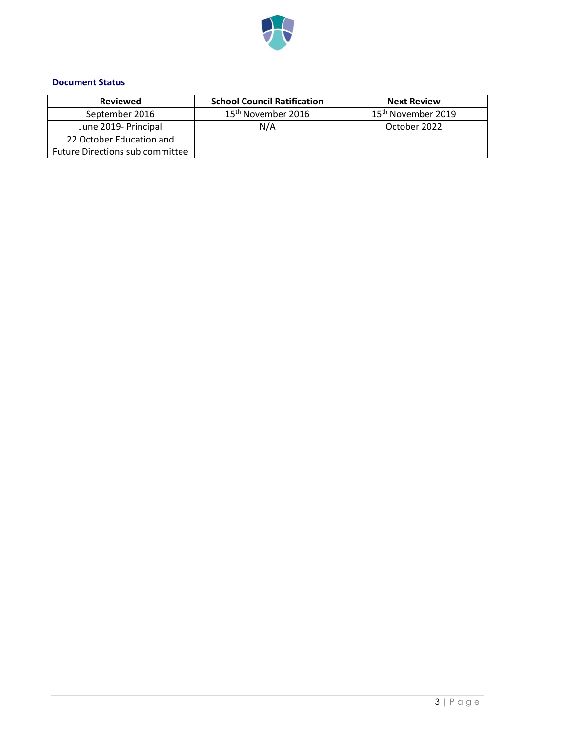### Document Status

| Reviewed | School Council Ratification | Next Review |
|---|---|---|
| September 2016 | 15th November 2016 | 15th November 2019 |
| June 2019- Principal<br>22 October Education and Future Directions sub committee | N/A | October 2022 |